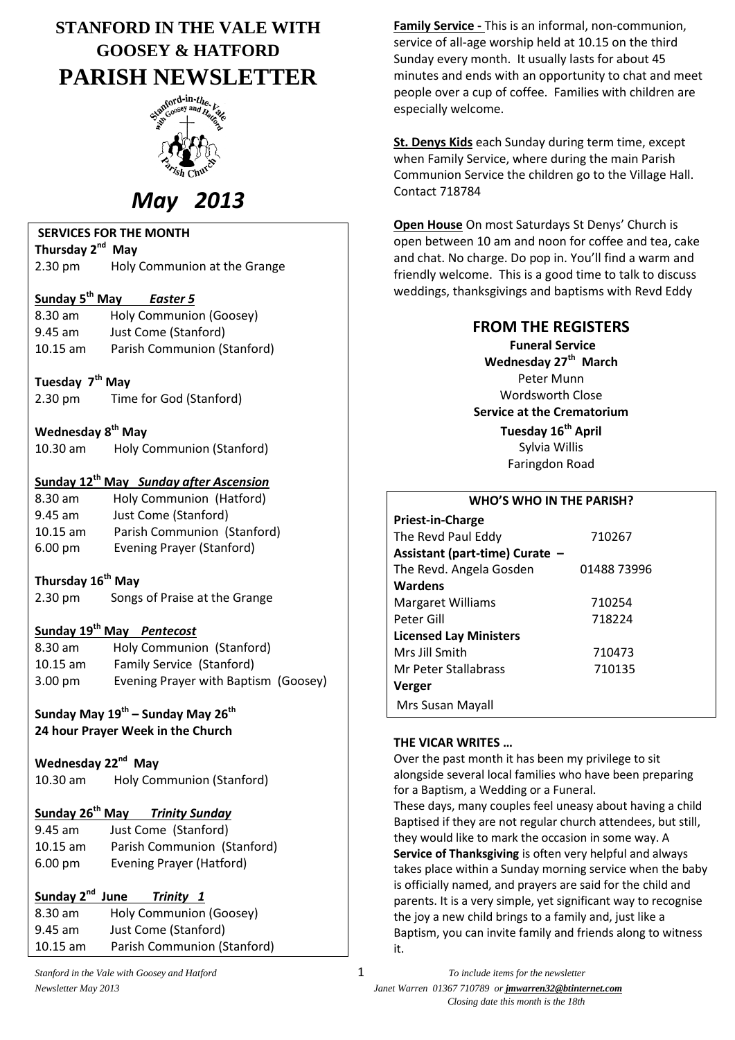# STANFORD IN THE VALE WITH GOOSEY & HATFORD
# PARISH NEWSLETTER

*May 2013*

**SERVICES FOR THE MONTH**

**Thursday 2nd May**
2.30 pm Holy Communion at the Grange

**Sunday 5th May** ***Easter 5***
8.30 am Holy Communion (Goosey)
9.45 am Just Come (Stanford)
10.15 am Parish Communion (Stanford)

**Tuesday 7th May**
2.30 pm Time for God (Stanford)

**Wednesday 8th May**
10.30 am Holy Communion (Stanford)

**Sunday 12th May** ***Sunday after Ascension***
8.30 am Holy Communion (Hatford)
9.45 am Just Come (Stanford)
10.15 am Parish Communion (Stanford)
6.00 pm Evening Prayer (Stanford)

**Thursday 16th May**
2.30 pm Songs of Praise at the Grange

**Sunday 19th May** ***Pentecost***
8.30 am Holy Communion (Stanford)
10.15 am Family Service (Stanford)
3.00 pm Evening Prayer with Baptism (Goosey)

**Sunday May 19th – Sunday May 26th**
**24 hour Prayer Week in the Church**

**Wednesday 22nd May**
10.30 am Holy Communion (Stanford)

**Sunday 26th May** ***Trinity Sunday***
9.45 am Just Come (Stanford)
10.15 am Parish Communion (Stanford)
6.00 pm Evening Prayer (Hatford)

**Sunday 2nd June** ***Trinity 1***
8.30 am Holy Communion (Goosey)
9.45 am Just Come (Stanford)
10.15 am Parish Communion (Stanford)

**Family Service -** This is an informal, non-communion, service of all-age worship held at 10.15 on the third Sunday every month. It usually lasts for about 45 minutes and ends with an opportunity to chat and meet people over a cup of coffee. Families with children are especially welcome.

**St. Denys Kids** each Sunday during term time, except when Family Service, where during the main Parish Communion Service the children go to the Village Hall. Contact 718784

**Open House** On most Saturdays St Denys' Church is open between 10 am and noon for coffee and tea, cake and chat. No charge. Do pop in. You'll find a warm and friendly welcome. This is a good time to talk to discuss weddings, thanksgivings and baptisms with Revd Eddy

## FROM THE REGISTERS

**Funeral Service**
**Wednesday 27th March**
Peter Munn
Wordsworth Close

**Service at the Crematorium**
**Tuesday 16th April**
Sylvia Willis
Faringdon Road

| WHO'S WHO IN THE PARISH? | |
|---|---|
| **Priest-in-Charge** | |
| The Revd Paul Eddy | 710267 |
| **Assistant (part-time) Curate –** | |
| The Revd. Angela Gosden | 01488 73996 |
| **Wardens** | |
| Margaret Williams | 710254 |
| Peter Gill | 718224 |
| **Licensed Lay Ministers** | |
| Mrs Jill Smith | 710473 |
| Mr Peter Stallabrass | 710135 |
| **Verger** | |
| Mrs Susan Mayall | |

**THE VICAR WRITES …**

Over the past month it has been my privilege to sit alongside several local families who have been preparing for a Baptism, a Wedding or a Funeral.

These days, many couples feel uneasy about having a child Baptised if they are not regular church attendees, but still, they would like to mark the occasion in some way. A **Service of Thanksgiving** is often very helpful and always takes place within a Sunday morning service when the baby is officially named, and prayers are said for the child and parents. It is a very simple, yet significant way to recognise the joy a new child brings to a family and, just like a Baptism, you can invite family and friends along to witness it.

*To include items for the newsletter*
*Janet Warren 01367 710789 or jmwarren32@btinternet.com*
*Closing date this month is the 18th*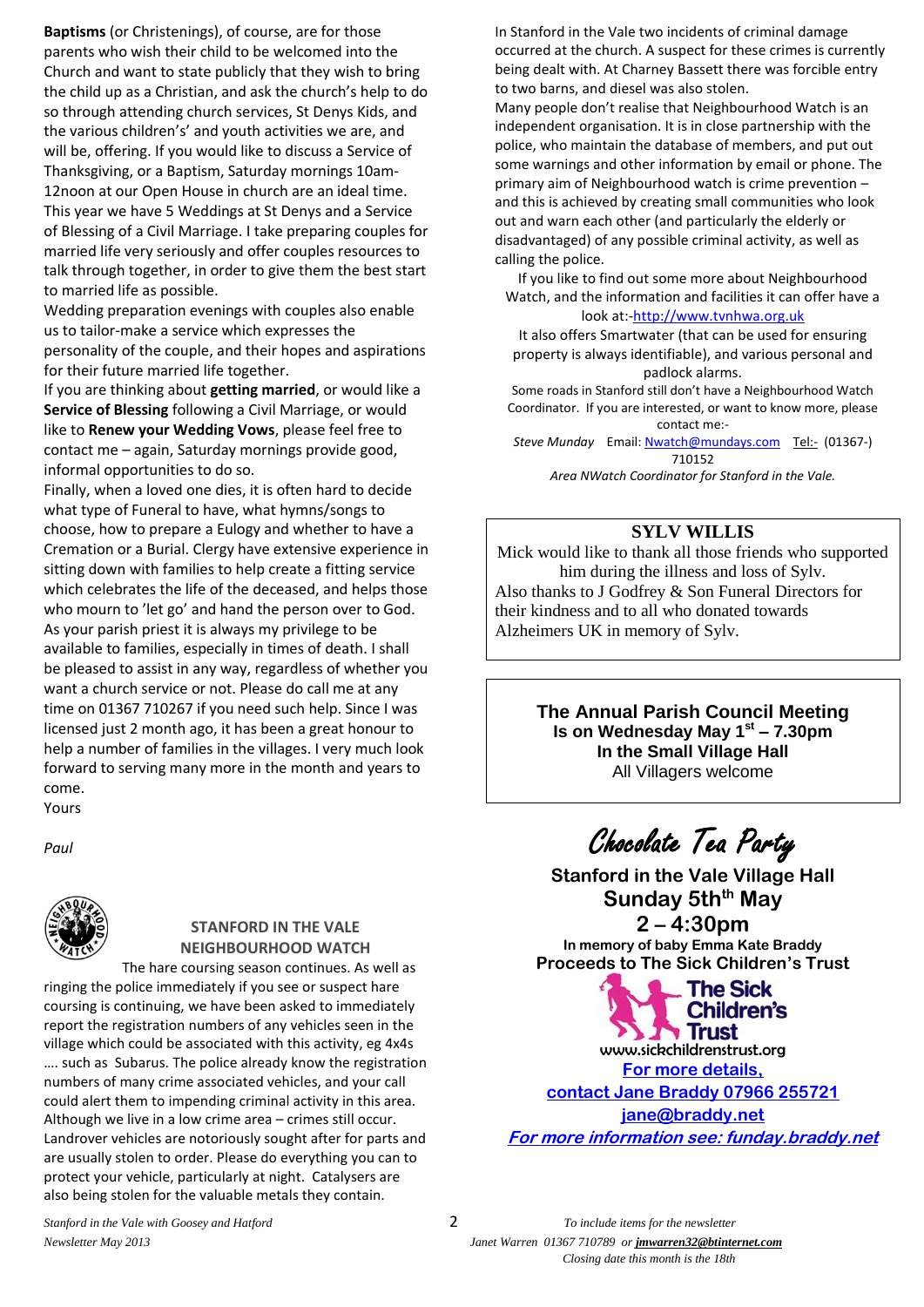**Baptisms** (or Christenings), of course, are for those parents who wish their child to be welcomed into the Church and want to state publicly that they wish to bring the child up as a Christian, and ask the church's help to do so through attending church services, St Denys Kids, and the various children's' and youth activities we are, and will be, offering. If you would like to discuss a Service of Thanksgiving, or a Baptism, Saturday mornings 10am-12noon at our Open House in church are an ideal time.

This year we have 5 Weddings at St Denys and a Service of Blessing of a Civil Marriage. I take preparing couples for married life very seriously and offer couples resources to talk through together, in order to give them the best start to married life as possible.

Wedding preparation evenings with couples also enable us to tailor-make a service which expresses the personality of the couple, and their hopes and aspirations for their future married life together.

If you are thinking about **getting married**, or would like a **Service of Blessing** following a Civil Marriage, or would like to **Renew your Wedding Vows**, please feel free to contact me – again, Saturday mornings provide good, informal opportunities to do so.

Finally, when a loved one dies, it is often hard to decide what type of Funeral to have, what hymns/songs to choose, how to prepare a Eulogy and whether to have a Cremation or a Burial. Clergy have extensive experience in sitting down with families to help create a fitting service which celebrates the life of the deceased, and helps those who mourn to 'let go' and hand the person over to God.

As your parish priest it is always my privilege to be available to families, especially in times of death. I shall be pleased to assist in any way, regardless of whether you want a church service or not. Please do call me at any time on 01367 710267 if you need such help. Since I was licensed just 2 month ago, it has been a great honour to help a number of families in the villages. I very much look forward to serving many more in the month and years to come.

Yours

*Paul*

## STANFORD IN THE VALE NEIGHBOURHOOD WATCH

The hare coursing season continues. As well as ringing the police immediately if you see or suspect hare coursing is continuing, we have been asked to immediately report the registration numbers of any vehicles seen in the village which could be associated with this activity, eg 4x4s …. such as Subarus. The police already know the registration numbers of many crime associated vehicles, and your call could alert them to impending criminal activity in this area. Although we live in a low crime area – crimes still occur. Landrover vehicles are notoriously sought after for parts and are usually stolen to order. Please do everything you can to protect your vehicle, particularly at night. Catalysers are also being stolen for the valuable metals they contain.

In Stanford in the Vale two incidents of criminal damage occurred at the church. A suspect for these crimes is currently being dealt with. At Charney Bassett there was forcible entry to two barns, and diesel was also stolen.

Many people don't realise that Neighbourhood Watch is an independent organisation. It is in close partnership with the police, who maintain the database of members, and put out some warnings and other information by email or phone. The primary aim of Neighbourhood watch is crime prevention – and this is achieved by creating small communities who look out and warn each other (and particularly the elderly or disadvantaged) of any possible criminal activity, as well as calling the police.

If you like to find out some more about Neighbourhood Watch, and the information and facilities it can offer have a look at:-http://www.tvnhwa.org.uk

It also offers Smartwater (that can be used for ensuring property is always identifiable), and various personal and padlock alarms.

Some roads in Stanford still don't have a Neighbourhood Watch Coordinator. If you are interested, or want to know more, please contact me:-

*Steve Munday* Email: Nwatch@mundays.com Tel:- (01367-) 710152

*Area NWatch Coordinator for Stanford in the Vale.*

## SYLV WILLIS

Mick would like to thank all those friends who supported him during the illness and loss of Sylv.

Also thanks to J Godfrey & Son Funeral Directors for their kindness and to all who donated towards Alzheimers UK in memory of Sylv.

**The Annual Parish Council Meeting**
**Is on Wednesday May 1st – 7.30pm**
**In the Small Village Hall**
All Villagers welcome

## Chocolate Tea Party

**Stanford in the Vale Village Hall**
**Sunday 5th May**
**2 – 4:30pm**
**In memory of baby Emma Kate Braddy**
**Proceeds to The Sick Children's Trust**

The Sick Children's Trust
www.sickchildrenstrust.org

**For more details,**
**contact Jane Braddy 07966 255721**
**jane@braddy.net**
***For more information see: funday.braddy.net***

To include items for the newsletter
Janet Warren 01367 710789 or **jmwarren32@btinternet.com**
Closing date this month is the 18th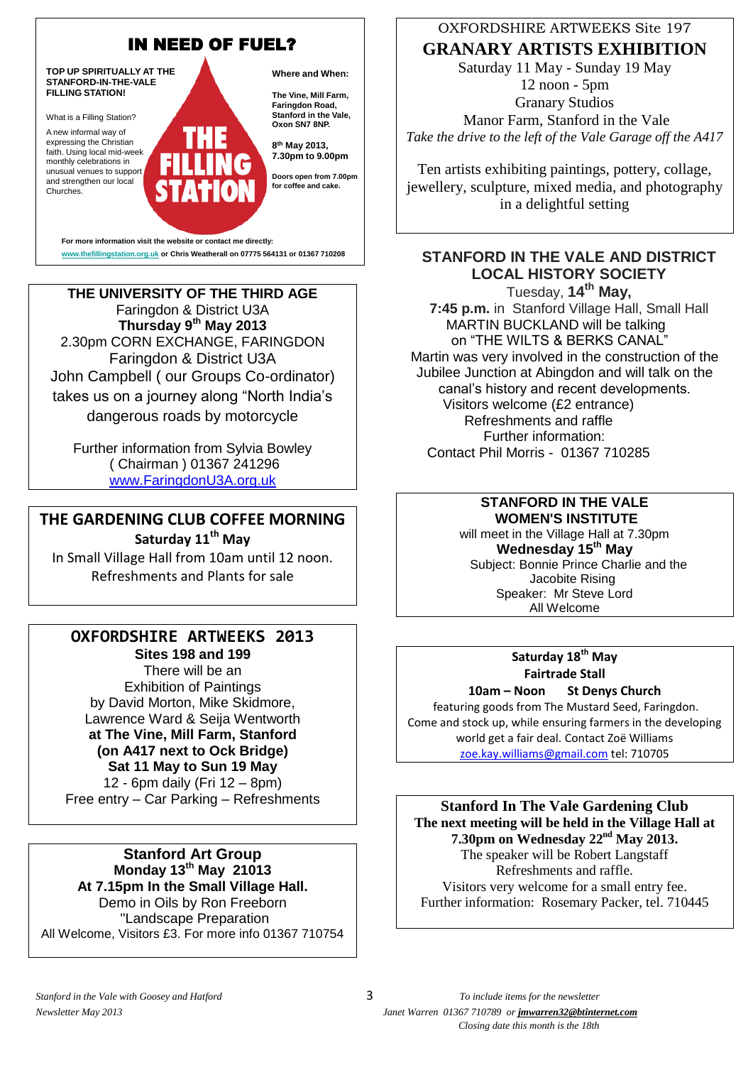## IN NEED OF FUEL?

**TOP UP SPIRITUALLY AT THE STANFORD-IN-THE-VALE FILLING STATION!**

What is a Filling Station?

A new informal way of expressing the Christian faith. Using local mid-week monthly celebrations in unusual venues to support and strengthen our local Churches.

THE FILLING STATION

**Where and When:**

**The Vine, Mill Farm, Faringdon Road, Stanford in the Vale, Oxon SN7 8NP.**

**8th May 2013, 7.30pm to 9.00pm**

**Doors open from 7.00pm for coffee and cake.**

**For more information visit the website or contact me directly: www.thefillingstation.org.uk or Chris Weatherall on 07775 564131 or 01367 710208**

---

**THE UNIVERSITY OF THE THIRD AGE**
Faringdon & District U3A
**Thursday 9th May 2013**
2.30pm CORN EXCHANGE, FARINGDON
Faringdon & District U3A
John Campbell ( our Groups Co-ordinator) takes us on a journey along "North India's dangerous roads by motorcycle

Further information from Sylvia Bowley ( Chairman ) 01367 241296
www.FaringdonU3A.org.uk

---

**THE GARDENING CLUB COFFEE MORNING**
**Saturday 11th May**
In Small Village Hall from 10am until 12 noon.
Refreshments and Plants for sale

---

**OXFORDSHIRE ARTWEEKS 2013**
**Sites 198 and 199**
There will be an
Exhibition of Paintings
by David Morton, Mike Skidmore, Lawrence Ward & Seija Wentworth
**at The Vine, Mill Farm, Stanford (on A417 next to Ock Bridge)**
**Sat 11 May to Sun 19 May**
12 - 6pm daily (Fri 12 – 8pm)
Free entry – Car Parking – Refreshments

---

**Stanford Art Group**
**Monday 13th May 21013**
**At 7.15pm In the Small Village Hall.**
Demo in Oils by Ron Freeborn
"Landscape Preparation
All Welcome, Visitors £3. For more info 01367 710754

---

OXFORDSHIRE ARTWEEKS Site 197
**GRANARY ARTISTS EXHIBITION**
Saturday 11 May - Sunday 19 May
12 noon - 5pm
Granary Studios
Manor Farm, Stanford in the Vale
*Take the drive to the left of the Vale Garage off the A417*

Ten artists exhibiting paintings, pottery, collage, jewellery, sculpture, mixed media, and photography in a delightful setting

---

**STANFORD IN THE VALE AND DISTRICT LOCAL HISTORY SOCIETY**
Tuesday, **14th May,**
**7:45 p.m.** in Stanford Village Hall, Small Hall
MARTIN BUCKLAND will be talking on "THE WILTS & BERKS CANAL"
Martin was very involved in the construction of the Jubilee Junction at Abingdon and will talk on the canal's history and recent developments.
Visitors welcome (£2 entrance)
Refreshments and raffle
Further information:
Contact Phil Morris - 01367 710285

---

**STANFORD IN THE VALE WOMEN'S INSTITUTE**
will meet in the Village Hall at 7.30pm
**Wednesday 15th May**
Subject: Bonnie Prince Charlie and the Jacobite Rising
Speaker: Mr Steve Lord
All Welcome

---

**Saturday 18th May**
**Fairtrade Stall**
**10am – Noon St Denys Church**
featuring goods from The Mustard Seed, Faringdon.
Come and stock up, while ensuring farmers in the developing world get a fair deal. Contact Zoë Williams
zoe.kay.williams@gmail.com tel: 710705

---

**Stanford In The Vale Gardening Club**
**The next meeting will be held in the Village Hall at 7.30pm on Wednesday 22nd May 2013.**
The speaker will be Robert Langstaff
Refreshments and raffle.
Visitors very welcome for a small entry fee.
Further information: Rosemary Packer, tel. 710445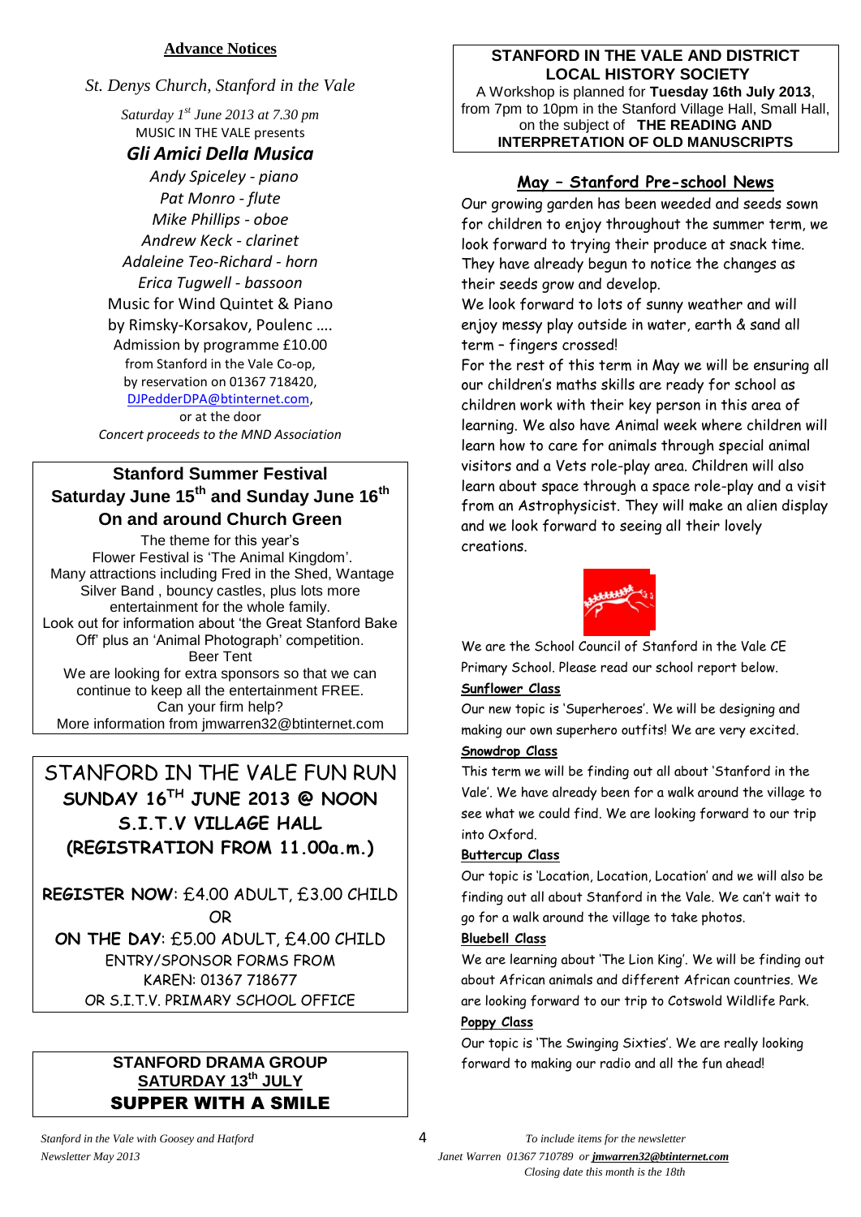## Advance Notices

*St. Denys Church, Stanford in the Vale*

*Saturday 1st June 2013 at 7.30 pm*

MUSIC IN THE VALE presents

***Gli Amici Della Musica***

*Andy Spiceley - piano*

*Pat Monro - flute*

*Mike Phillips - oboe*

*Andrew Keck - clarinet*

*Adaleine Teo-Richard - horn*

*Erica Tugwell - bassoon*

Music for Wind Quintet & Piano

by Rimsky-Korsakov, Poulenc ….

Admission by programme £10.00

from Stanford in the Vale Co-op,

by reservation on 01367 718420,

DJPedderDPA@btinternet.com,

or at the door

*Concert proceeds to the MND Association*

---

**Stanford Summer Festival**

**Saturday June 15th and Sunday June 16th**

**On and around Church Green**

The theme for this year's Flower Festival is 'The Animal Kingdom'.

Many attractions including Fred in the Shed, Wantage Silver Band , bouncy castles, plus lots more entertainment for the whole family.

Look out for information about 'the Great Stanford Bake Off' plus an 'Animal Photograph' competition.

Beer Tent

We are looking for extra sponsors so that we can continue to keep all the entertainment FREE.

Can your firm help?

More information from jmwarren32@btinternet.com

---

STANFORD IN THE VALE FUN RUN

**SUNDAY 16TH JUNE 2013 @ NOON**

**S.I.T.V VILLAGE HALL**

**(REGISTRATION FROM 11.00a.m.)**

**REGISTER NOW**: £4.00 ADULT, £3.00 CHILD

OR

**ON THE DAY**: £5.00 ADULT, £4.00 CHILD

ENTRY/SPONSOR FORMS FROM

KAREN: 01367 718677

OR S.I.T.V. PRIMARY SCHOOL OFFICE

---

**STANFORD DRAMA GROUP**

**SATURDAY 13th JULY**

**SUPPER WITH A SMILE**

---

**STANFORD IN THE VALE AND DISTRICT LOCAL HISTORY SOCIETY**

A Workshop is planned for **Tuesday 16th July 2013**, from 7pm to 10pm in the Stanford Village Hall, Small Hall, on the subject of **THE READING AND INTERPRETATION OF OLD MANUSCRIPTS**

---

## May – Stanford Pre-school News

Our growing garden has been weeded and seeds sown for children to enjoy throughout the summer term, we look forward to trying their produce at snack time. They have already begun to notice the changes as their seeds grow and develop.

We look forward to lots of sunny weather and will enjoy messy play outside in water, earth & sand all term – fingers crossed!

For the rest of this term in May we will be ensuring all our children's maths skills are ready for school as children work with their key person in this area of learning. We also have Animal week where children will learn how to care for animals through special animal visitors and a Vets role-play area. Children will also learn about space through a space role-play and a visit from an Astrophysicist. They will make an alien display and we look forward to seeing all their lovely creations.

We are the School Council of Stanford in the Vale CE Primary School. Please read our school report below.

**Sunflower Class**

Our new topic is 'Superheroes'. We will be designing and making our own superhero outfits! We are very excited.

**Snowdrop Class**

This term we will be finding out all about 'Stanford in the Vale'. We have already been for a walk around the village to see what we could find. We are looking forward to our trip into Oxford.

**Buttercup Class**

Our topic is 'Location, Location, Location' and we will also be finding out all about Stanford in the Vale. We can't wait to go for a walk around the village to take photos.

**Bluebell Class**

We are learning about 'The Lion King'. We will be finding out about African animals and different African countries. We are looking forward to our trip to Cotswold Wildlife Park.

**Poppy Class**

Our topic is 'The Swinging Sixties'. We are really looking forward to making our radio and all the fun ahead!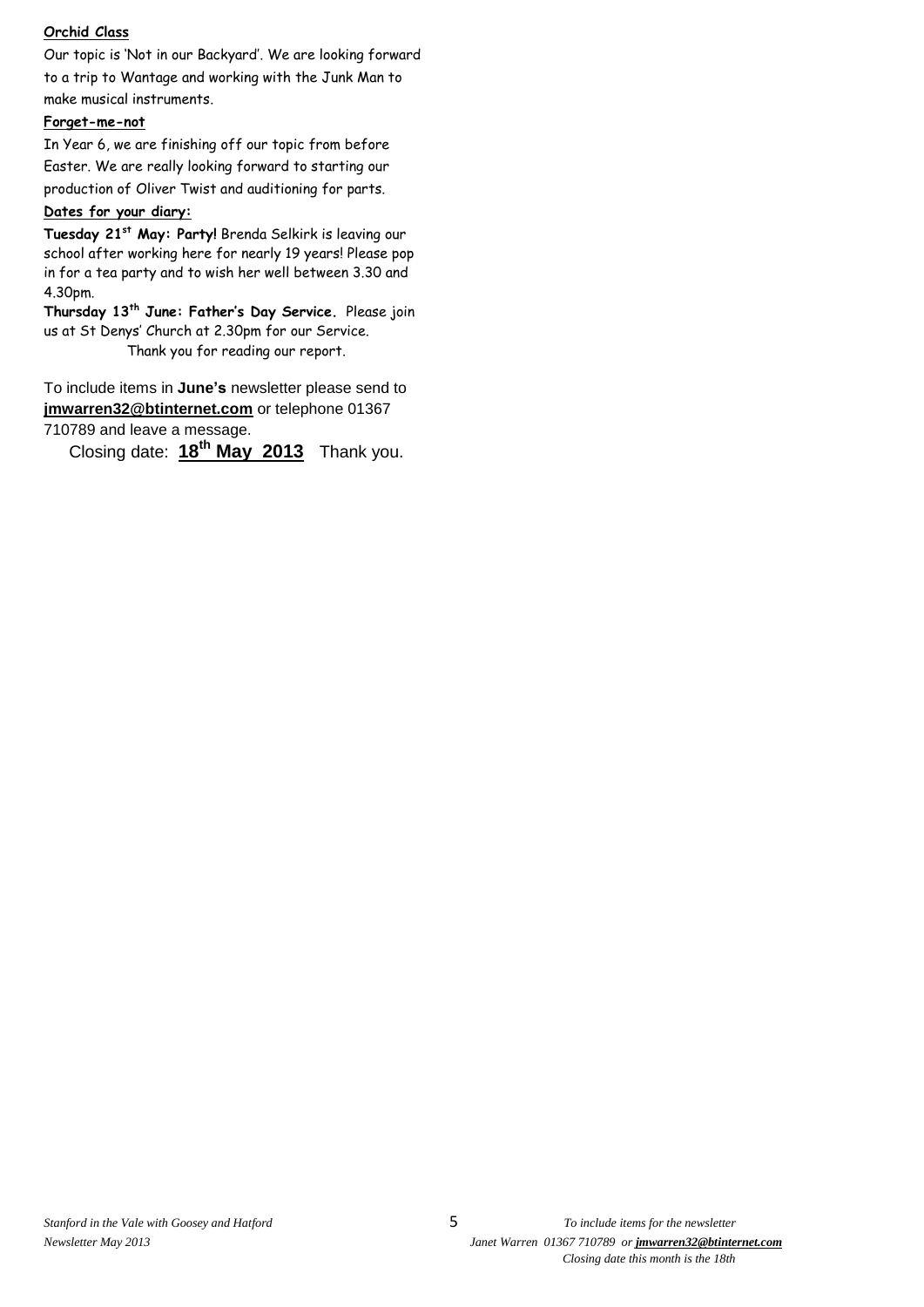**Orchid Class**

Our topic is 'Not in our Backyard'. We are looking forward to a trip to Wantage and working with the Junk Man to make musical instruments.

**Forget-me-not**

In Year 6, we are finishing off our topic from before Easter. We are really looking forward to starting our production of Oliver Twist and auditioning for parts.

**Dates for your diary:**

**Tuesday 21st May: Party!** Brenda Selkirk is leaving our school after working here for nearly 19 years! Please pop in for a tea party and to wish her well between 3.30 and 4.30pm.

**Thursday 13th June: Father's Day Service.** Please join us at St Denys' Church at 2.30pm for our Service.

Thank you for reading our report.

To include items in **June's** newsletter please send to **jmwarren32@btinternet.com** or telephone 01367 710789 and leave a message.

Closing date: **18th May 2013** Thank you.